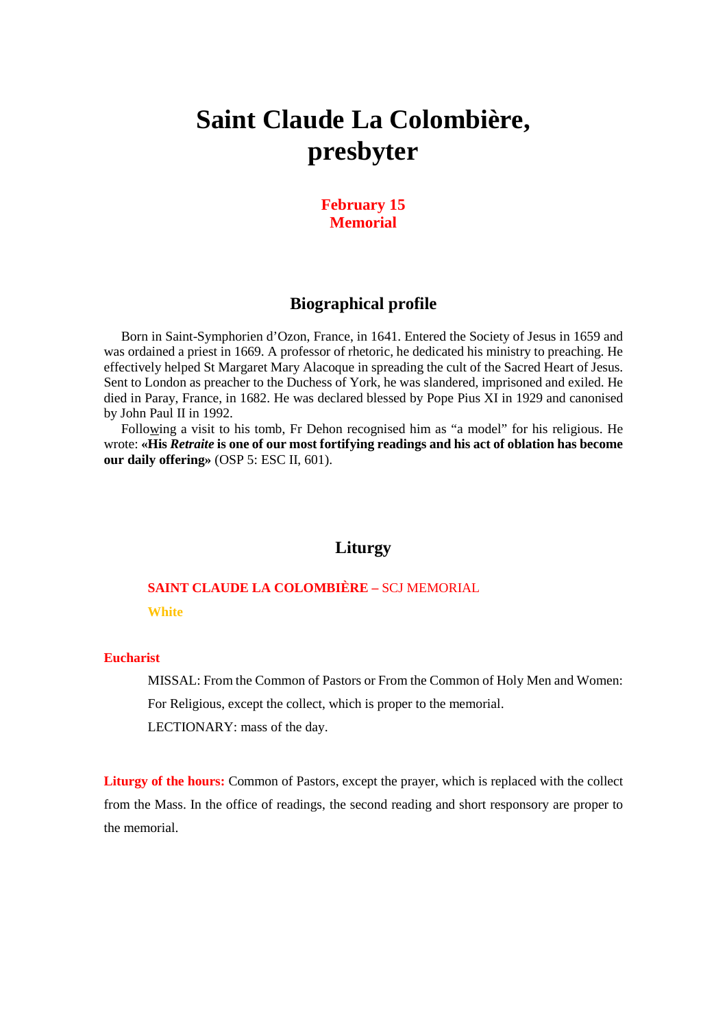# Saint Claude La Colombière, presbyter

**February 15**
**Memorial**

## Biographical profile

Born in Saint-Symphorien d'Ozon, France, in 1641. Entered the Society of Jesus in 1659 and was ordained a priest in 1669. A professor of rhetoric, he dedicated his ministry to preaching. He effectively helped St Margaret Mary Alacoque in spreading the cult of the Sacred Heart of Jesus. Sent to London as preacher to the Duchess of York, he was slandered, imprisoned and exiled. He died in Paray, France, in 1682. He was declared blessed by Pope Pius XI in 1929 and canonised by John Paul II in 1992.

Following a visit to his tomb, Fr Dehon recognised him as "a model" for his religious. He wrote: **«His *Retraite* is one of our most fortifying readings and his act of oblation has become our daily offering»** (OSP 5: ESC II, 601).

## Liturgy

**SAINT CLAUDE LA COLOMBIÈRE –** SCJ MEMORIAL

**White**

**Eucharist**

MISSAL: From the Common of Pastors or From the Common of Holy Men and Women: For Religious, except the collect, which is proper to the memorial.

LECTIONARY: mass of the day.

**Liturgy of the hours:** Common of Pastors, except the prayer, which is replaced with the collect from the Mass. In the office of readings, the second reading and short responsory are proper to the memorial.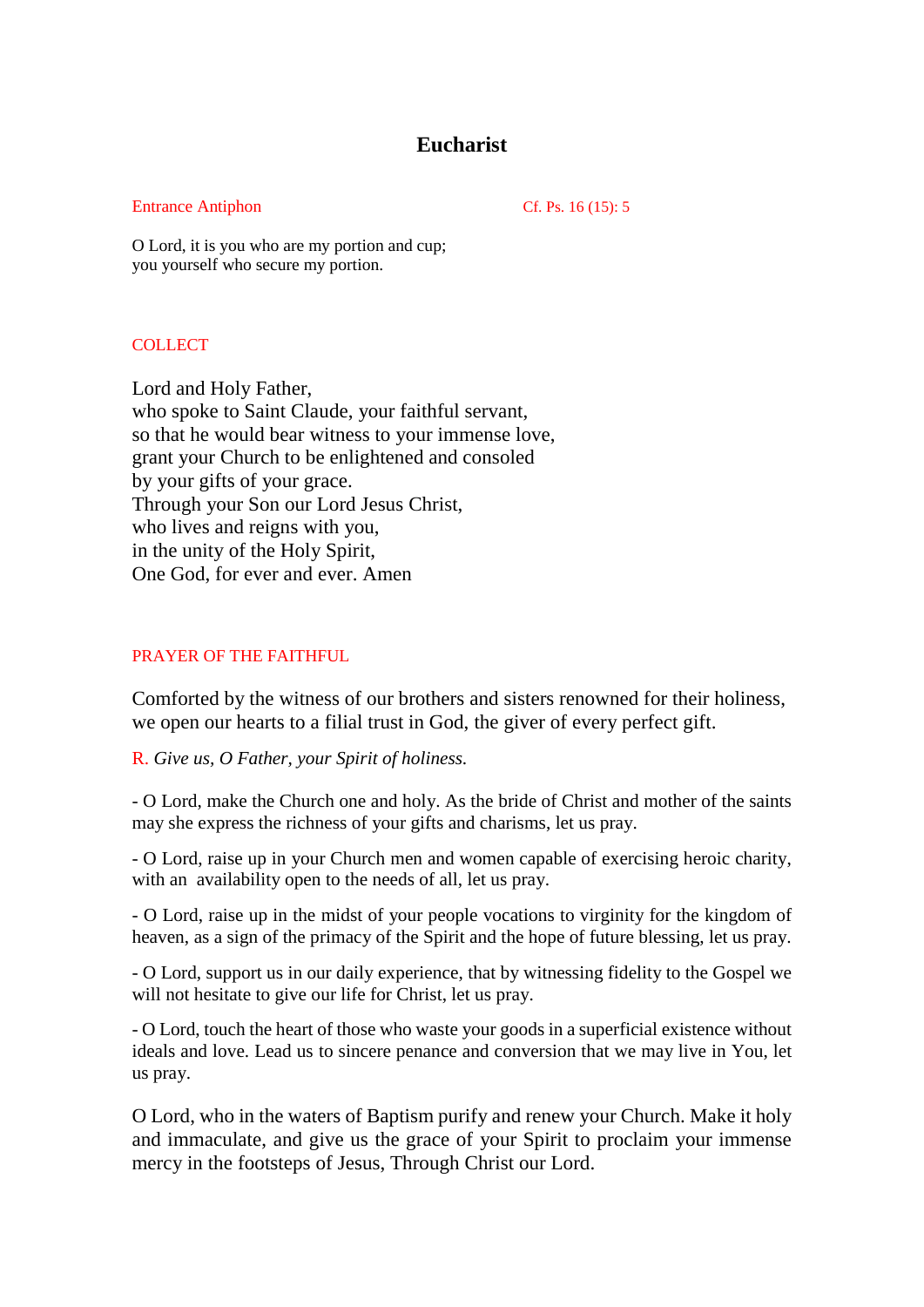# Eucharist

Entrance Antiphon — Cf. Ps. 16 (15): 5

O Lord, it is you who are my portion and cup;
you yourself who secure my portion.

COLLECT

Lord and Holy Father,
who spoke to Saint Claude, your faithful servant,
so that he would bear witness to your immense love,
grant your Church to be enlightened and consoled
by your gifts of your grace.
Through your Son our Lord Jesus Christ,
who lives and reigns with you,
in the unity of the Holy Spirit,
One God, for ever and ever. Amen

PRAYER OF THE FAITHFUL

Comforted by the witness of our brothers and sisters renowned for their holiness, we open our hearts to a filial trust in God, the giver of every perfect gift.

R. *Give us, O Father, your Spirit of holiness.*

- O Lord, make the Church one and holy. As the bride of Christ and mother of the saints may she express the richness of your gifts and charisms, let us pray.

- O Lord, raise up in your Church men and women capable of exercising heroic charity, with an availability open to the needs of all, let us pray.

- O Lord, raise up in the midst of your people vocations to virginity for the kingdom of heaven, as a sign of the primacy of the Spirit and the hope of future blessing, let us pray.

- O Lord, support us in our daily experience, that by witnessing fidelity to the Gospel we will not hesitate to give our life for Christ, let us pray.

- O Lord, touch the heart of those who waste your goods in a superficial existence without ideals and love. Lead us to sincere penance and conversion that we may live in You, let us pray.

O Lord, who in the waters of Baptism purify and renew your Church. Make it holy and immaculate, and give us the grace of your Spirit to proclaim your immense mercy in the footsteps of Jesus, Through Christ our Lord.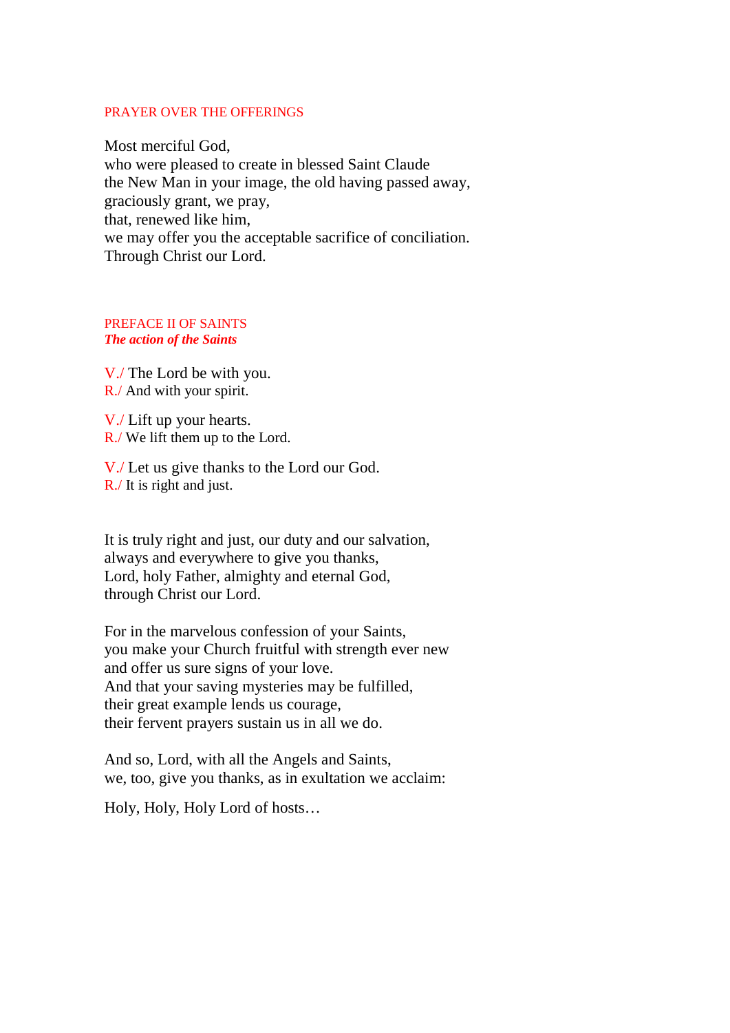## PRAYER OVER THE OFFERINGS

Most merciful God,
who were pleased to create in blessed Saint Claude
the New Man in your image, the old having passed away,
graciously grant, we pray,
that, renewed like him,
we may offer you the acceptable sacrifice of conciliation.
Through Christ our Lord.

## PREFACE II OF SAINTS

***The action of the Saints***

V./ The Lord be with you.
R./ And with your spirit.

V./ Lift up your hearts.
R./ We lift them up to the Lord.

V./ Let us give thanks to the Lord our God.
R./ It is right and just.

It is truly right and just, our duty and our salvation,
always and everywhere to give you thanks,
Lord, holy Father, almighty and eternal God,
through Christ our Lord.

For in the marvelous confession of your Saints,
you make your Church fruitful with strength ever new
and offer us sure signs of your love.
And that your saving mysteries may be fulfilled,
their great example lends us courage,
their fervent prayers sustain us in all we do.

And so, Lord, with all the Angels and Saints,
we, too, give you thanks, as in exultation we acclaim:

Holy, Holy, Holy Lord of hosts…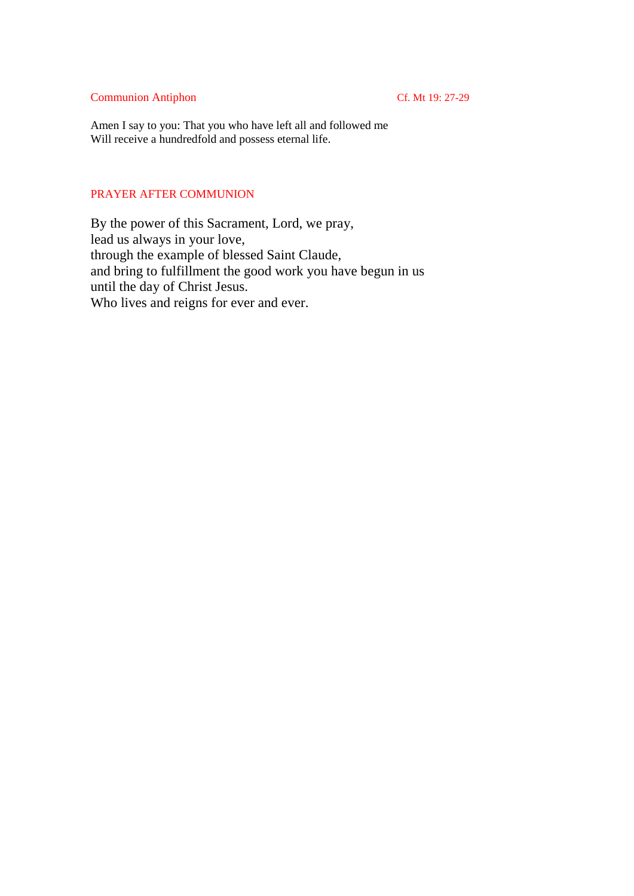## Communion Antiphon

Cf. Mt 19: 27-29

Amen I say to you: That you who have left all and followed me
Will receive a hundredfold and possess eternal life.

## PRAYER AFTER COMMUNION

By the power of this Sacrament, Lord, we pray,
lead us always in your love,
through the example of blessed Saint Claude,
and bring to fulfillment the good work you have begun in us
until the day of Christ Jesus.
Who lives and reigns for ever and ever.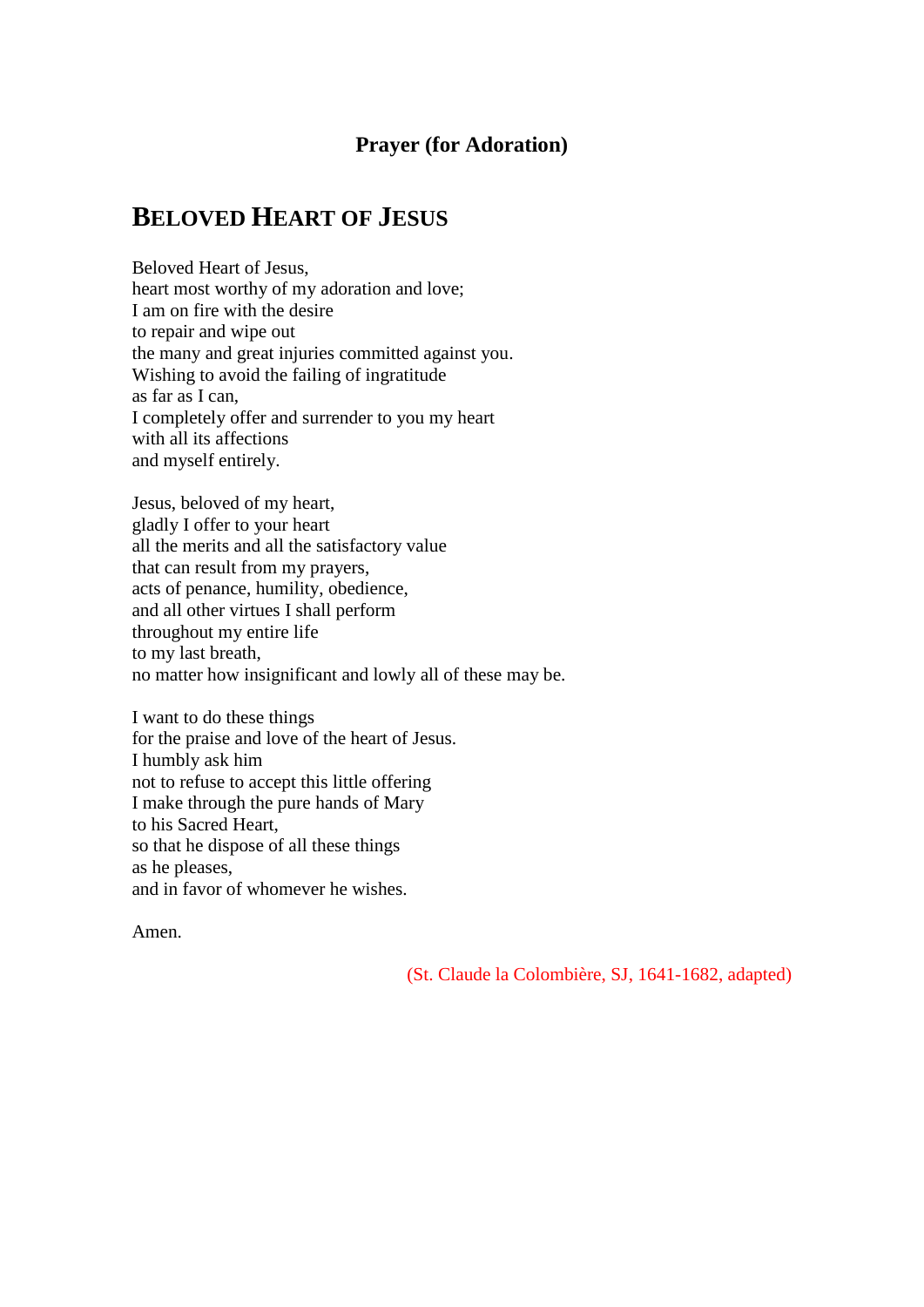**Prayer (for Adoration)**

## BELOVED HEART OF JESUS

Beloved Heart of Jesus,
heart most worthy of my adoration and love;
I am on fire with the desire
to repair and wipe out
the many and great injuries committed against you.
Wishing to avoid the failing of ingratitude
as far as I can,
I completely offer and surrender to you my heart
with all its affections
and myself entirely.

Jesus, beloved of my heart,
gladly I offer to your heart
all the merits and all the satisfactory value
that can result from my prayers,
acts of penance, humility, obedience,
and all other virtues I shall perform
throughout my entire life
to my last breath,
no matter how insignificant and lowly all of these may be.

I want to do these things
for the praise and love of the heart of Jesus.
I humbly ask him
not to refuse to accept this little offering
I make through the pure hands of Mary
to his Sacred Heart,
so that he dispose of all these things
as he pleases,
and in favor of whomever he wishes.

Amen.

(St. Claude la Colombière, SJ, 1641-1682, adapted)